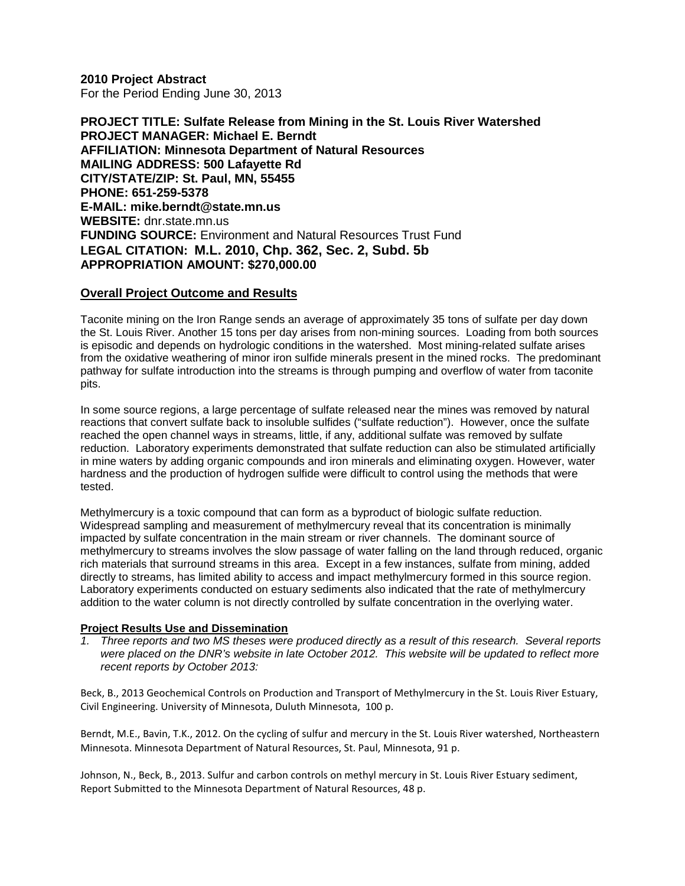**2010 Project Abstract**
For the Period Ending June 30, 2013

**PROJECT TITLE: Sulfate Release from Mining in the St. Louis River Watershed**
**PROJECT MANAGER: Michael E. Berndt**
**AFFILIATION: Minnesota Department of Natural Resources**
**MAILING ADDRESS: 500 Lafayette Rd**
**CITY/STATE/ZIP: St. Paul, MN, 55455**
**PHONE: 651-259-5378**
**E-MAIL: mike.berndt@state.mn.us**
**WEBSITE:** dnr.state.mn.us
**FUNDING SOURCE:** Environment and Natural Resources Trust Fund
**LEGAL CITATION: M.L. 2010, Chp. 362, Sec. 2, Subd. 5b**
**APPROPRIATION AMOUNT: $270,000.00**

## Overall Project Outcome and Results

Taconite mining on the Iron Range sends an average of approximately 35 tons of sulfate per day down the St. Louis River. Another 15 tons per day arises from non-mining sources. Loading from both sources is episodic and depends on hydrologic conditions in the watershed. Most mining-related sulfate arises from the oxidative weathering of minor iron sulfide minerals present in the mined rocks. The predominant pathway for sulfate introduction into the streams is through pumping and overflow of water from taconite pits.

In some source regions, a large percentage of sulfate released near the mines was removed by natural reactions that convert sulfate back to insoluble sulfides ("sulfate reduction"). However, once the sulfate reached the open channel ways in streams, little, if any, additional sulfate was removed by sulfate reduction. Laboratory experiments demonstrated that sulfate reduction can also be stimulated artificially in mine waters by adding organic compounds and iron minerals and eliminating oxygen. However, water hardness and the production of hydrogen sulfide were difficult to control using the methods that were tested.

Methylmercury is a toxic compound that can form as a byproduct of biologic sulfate reduction. Widespread sampling and measurement of methylmercury reveal that its concentration is minimally impacted by sulfate concentration in the main stream or river channels. The dominant source of methylmercury to streams involves the slow passage of water falling on the land through reduced, organic rich materials that surround streams in this area. Except in a few instances, sulfate from mining, added directly to streams, has limited ability to access and impact methylmercury formed in this source region. Laboratory experiments conducted on estuary sediments also indicated that the rate of methylmercury addition to the water column is not directly controlled by sulfate concentration in the overlying water.

### Project Results Use and Dissemination

1. *Three reports and two MS theses were produced directly as a result of this research. Several reports were placed on the DNR's website in late October 2012. This website will be updated to reflect more recent reports by October 2013:*

Beck, B., 2013 Geochemical Controls on Production and Transport of Methylmercury in the St. Louis River Estuary, Civil Engineering. University of Minnesota, Duluth Minnesota, 100 p.

Berndt, M.E., Bavin, T.K., 2012. On the cycling of sulfur and mercury in the St. Louis River watershed, Northeastern Minnesota. Minnesota Department of Natural Resources, St. Paul, Minnesota, 91 p.

Johnson, N., Beck, B., 2013. Sulfur and carbon controls on methyl mercury in St. Louis River Estuary sediment, Report Submitted to the Minnesota Department of Natural Resources, 48 p.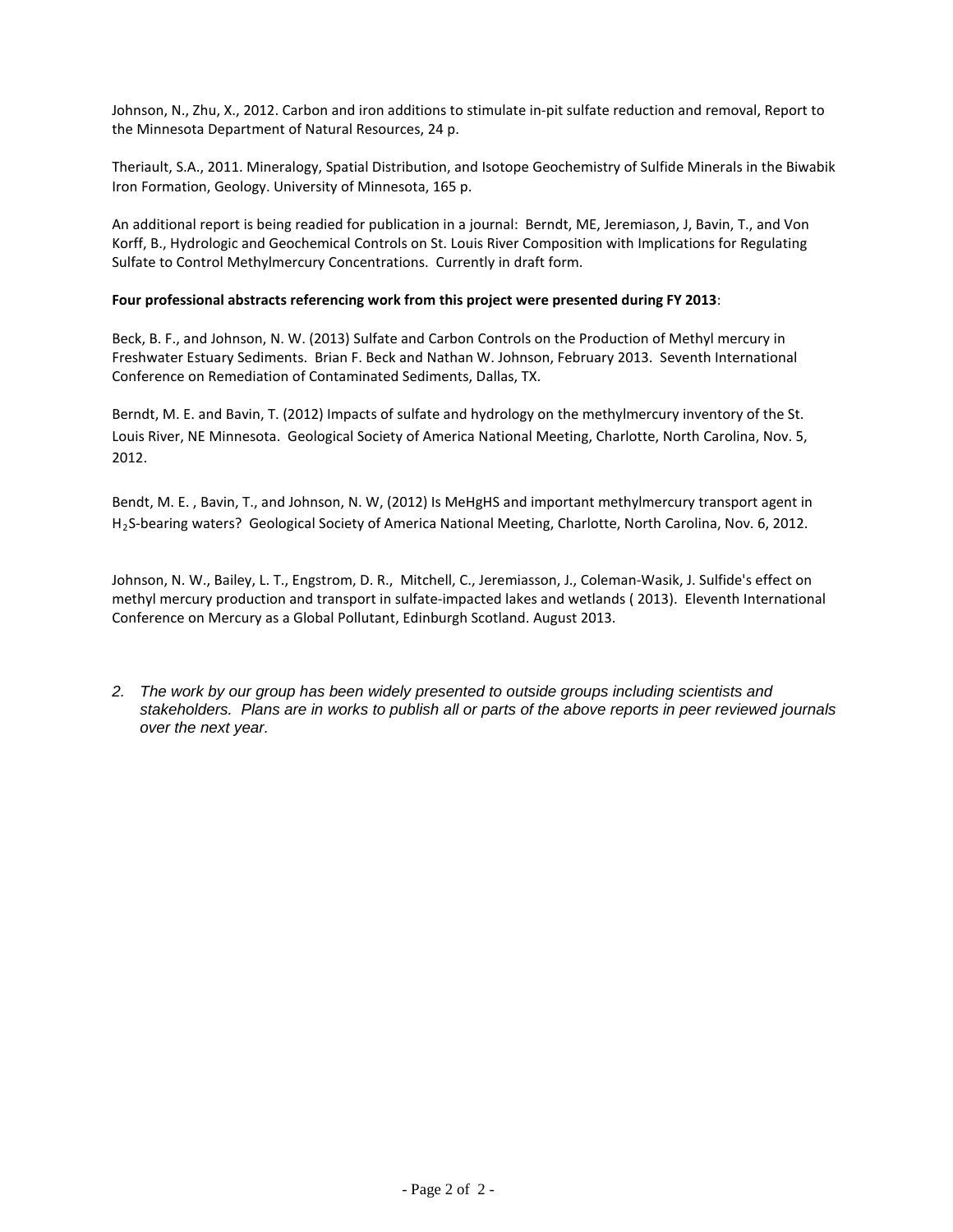Johnson, N., Zhu, X., 2012. Carbon and iron additions to stimulate in-pit sulfate reduction and removal, Report to the Minnesota Department of Natural Resources, 24 p.

Theriault, S.A., 2011. Mineralogy, Spatial Distribution, and Isotope Geochemistry of Sulfide Minerals in the Biwabik Iron Formation, Geology. University of Minnesota, 165 p.

An additional report is being readied for publication in a journal: Berndt, ME, Jeremiason, J, Bavin, T., and Von Korff, B., Hydrologic and Geochemical Controls on St. Louis River Composition with Implications for Regulating Sulfate to Control Methylmercury Concentrations. Currently in draft form.

**Four professional abstracts referencing work from this project were presented during FY 2013**:

Beck, B. F., and Johnson, N. W. (2013) Sulfate and Carbon Controls on the Production of Methyl mercury in Freshwater Estuary Sediments. Brian F. Beck and Nathan W. Johnson, February 2013. Seventh International Conference on Remediation of Contaminated Sediments, Dallas, TX.

Berndt, M. E. and Bavin, T. (2012) Impacts of sulfate and hydrology on the methylmercury inventory of the St. Louis River, NE Minnesota. Geological Society of America National Meeting, Charlotte, North Carolina, Nov. 5, 2012.

Bendt, M. E. , Bavin, T., and Johnson, N. W, (2012) Is MeHgHS and important methylmercury transport agent in $H_2S$-bearing waters? Geological Society of America National Meeting, Charlotte, North Carolina, Nov. 6, 2012.

Johnson, N. W., Bailey, L. T., Engstrom, D. R., Mitchell, C., Jeremiasson, J., Coleman-Wasik, J. Sulfide's effect on methyl mercury production and transport in sulfate-impacted lakes and wetlands ( 2013). Eleventh International Conference on Mercury as a Global Pollutant, Edinburgh Scotland. August 2013.

2. *The work by our group has been widely presented to outside groups including scientists and stakeholders. Plans are in works to publish all or parts of the above reports in peer reviewed journals over the next year.*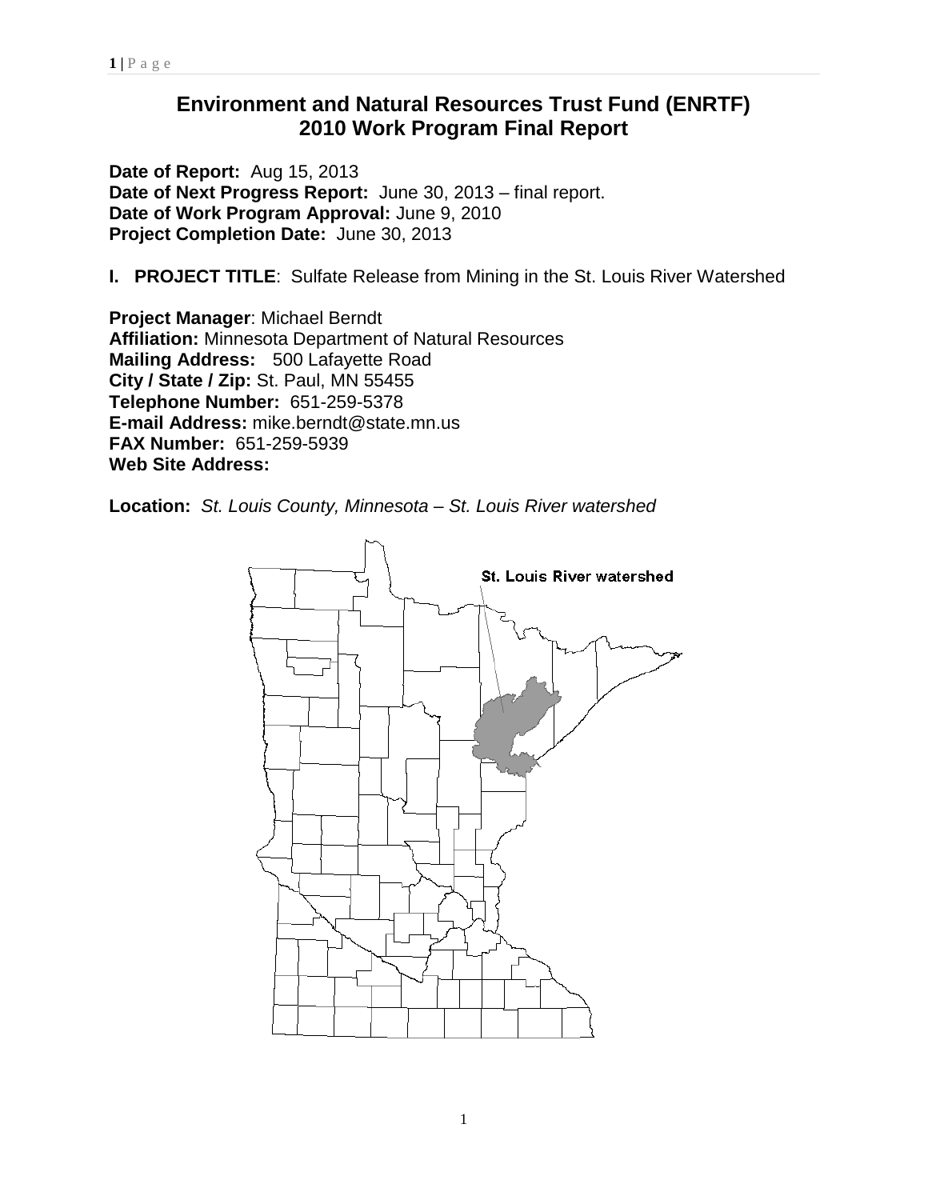# Environment and Natural Resources Trust Fund (ENRTF)
# 2010 Work Program Final Report

**Date of Report:** Aug 15, 2013
**Date of Next Progress Report:** June 30, 2013 – final report.
**Date of Work Program Approval:** June 9, 2010
**Project Completion Date:** June 30, 2013

**I. PROJECT TITLE**: Sulfate Release from Mining in the St. Louis River Watershed

**Project Manager**: Michael Berndt
**Affiliation:** Minnesota Department of Natural Resources
**Mailing Address:** 500 Lafayette Road
**City / State / Zip:** St. Paul, MN 55455
**Telephone Number:** 651-259-5378
**E-mail Address:** mike.berndt@state.mn.us
**FAX Number:** 651-259-5939
**Web Site Address:**

**Location:** *St. Louis County, Minnesota – St. Louis River watershed*

St. Louis River watershed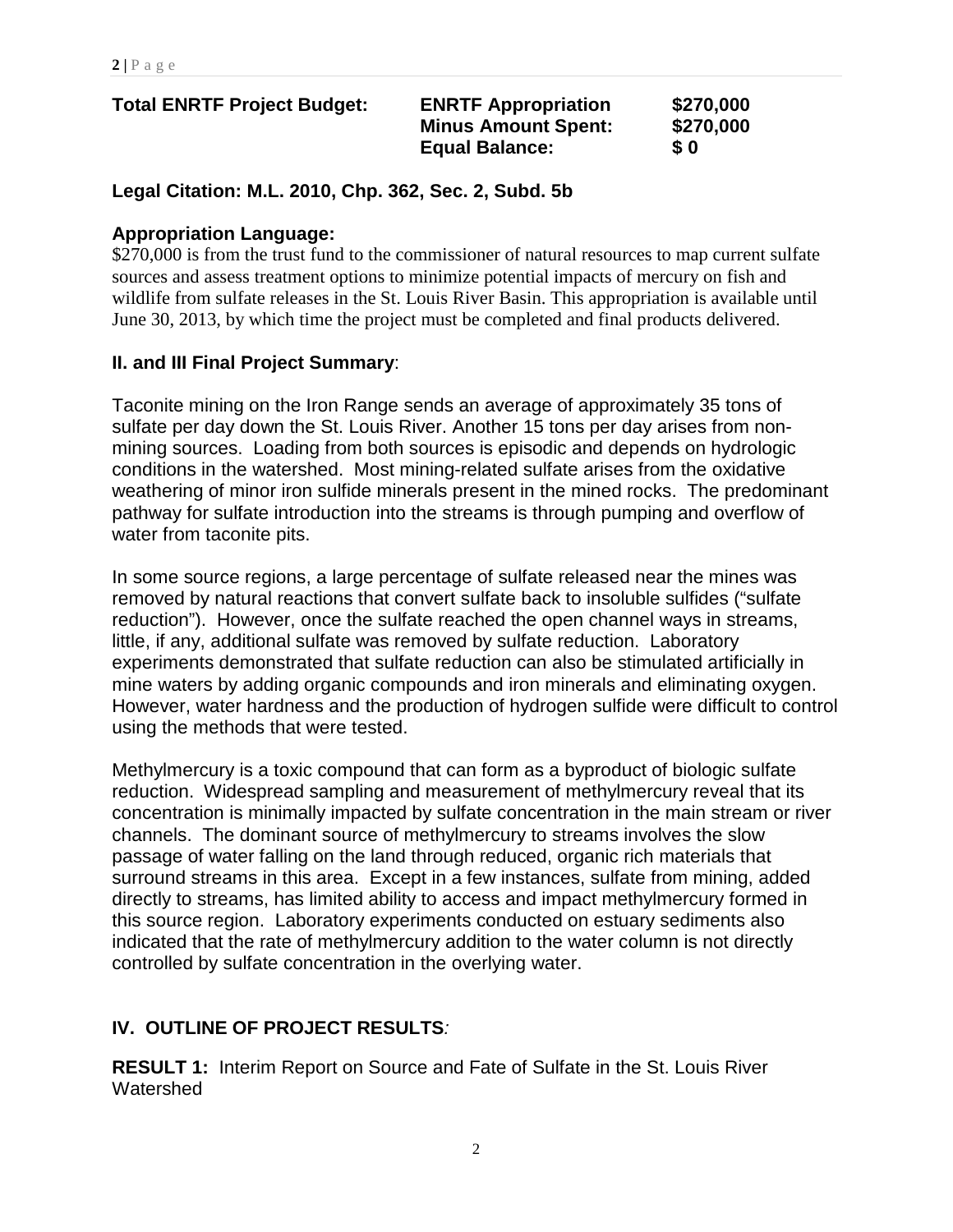**Total ENRTF Project Budget:** **ENRTF Appropriation** **$270,000**
**Minus Amount Spent:** **$270,000**
**Equal Balance:** **$ 0**

**Legal Citation: M.L. 2010, Chp. 362, Sec. 2, Subd. 5b**

**Appropriation Language:**
$270,000 is from the trust fund to the commissioner of natural resources to map current sulfate sources and assess treatment options to minimize potential impacts of mercury on fish and wildlife from sulfate releases in the St. Louis River Basin. This appropriation is available until June 30, 2013, by which time the project must be completed and final products delivered.

**II. and III Final Project Summary**:

Taconite mining on the Iron Range sends an average of approximately 35 tons of sulfate per day down the St. Louis River. Another 15 tons per day arises from non-mining sources. Loading from both sources is episodic and depends on hydrologic conditions in the watershed. Most mining-related sulfate arises from the oxidative weathering of minor iron sulfide minerals present in the mined rocks. The predominant pathway for sulfate introduction into the streams is through pumping and overflow of water from taconite pits.

In some source regions, a large percentage of sulfate released near the mines was removed by natural reactions that convert sulfate back to insoluble sulfides ("sulfate reduction"). However, once the sulfate reached the open channel ways in streams, little, if any, additional sulfate was removed by sulfate reduction. Laboratory experiments demonstrated that sulfate reduction can also be stimulated artificially in mine waters by adding organic compounds and iron minerals and eliminating oxygen. However, water hardness and the production of hydrogen sulfide were difficult to control using the methods that were tested.

Methylmercury is a toxic compound that can form as a byproduct of biologic sulfate reduction. Widespread sampling and measurement of methylmercury reveal that its concentration is minimally impacted by sulfate concentration in the main stream or river channels. The dominant source of methylmercury to streams involves the slow passage of water falling on the land through reduced, organic rich materials that surround streams in this area. Except in a few instances, sulfate from mining, added directly to streams, has limited ability to access and impact methylmercury formed in this source region. Laboratory experiments conducted on estuary sediments also indicated that the rate of methylmercury addition to the water column is not directly controlled by sulfate concentration in the overlying water.

## IV. OUTLINE OF PROJECT RESULTS*:*

**RESULT 1:** Interim Report on Source and Fate of Sulfate in the St. Louis River Watershed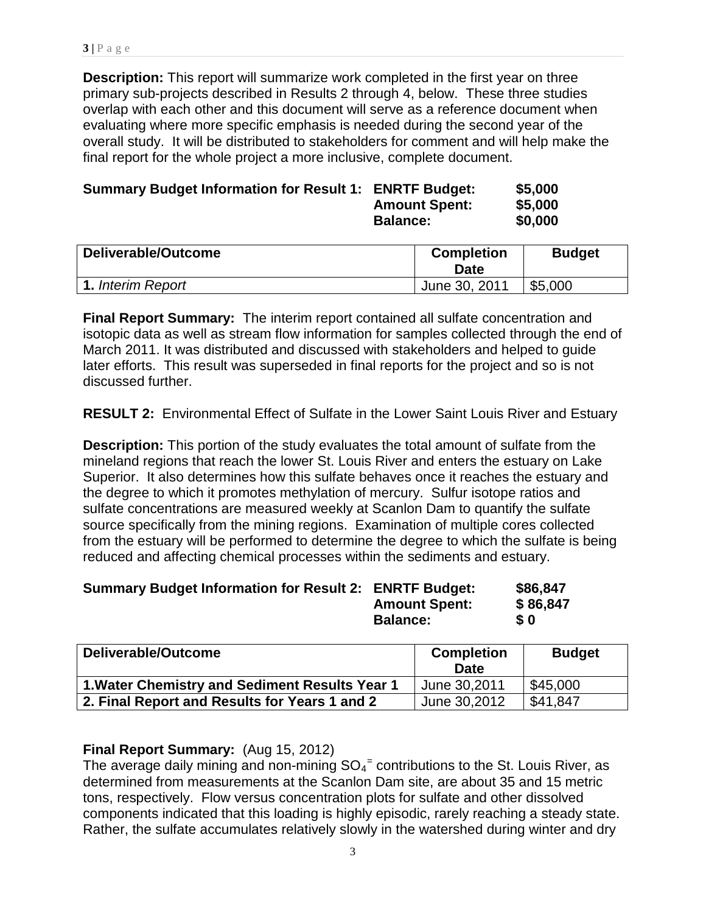**Description:** This report will summarize work completed in the first year on three primary sub-projects described in Results 2 through 4, below. These three studies overlap with each other and this document will serve as a reference document when evaluating where more specific emphasis is needed during the second year of the overall study. It will be distributed to stakeholders for comment and will help make the final report for the whole project a more inclusive, complete document.

**Summary Budget Information for Result 1: ENRTF Budget: $5,000**
**Amount Spent: $5,000**
**Balance: $0,000**

| Deliverable/Outcome | Completion Date | Budget |
|---|---|---|
| **1.** *Interim Report* | June 30, 2011 | $5,000 |

**Final Report Summary:** The interim report contained all sulfate concentration and isotopic data as well as stream flow information for samples collected through the end of March 2011. It was distributed and discussed with stakeholders and helped to guide later efforts. This result was superseded in final reports for the project and so is not discussed further.

**RESULT 2:** Environmental Effect of Sulfate in the Lower Saint Louis River and Estuary

**Description:** This portion of the study evaluates the total amount of sulfate from the mineland regions that reach the lower St. Louis River and enters the estuary on Lake Superior. It also determines how this sulfate behaves once it reaches the estuary and the degree to which it promotes methylation of mercury. Sulfur isotope ratios and sulfate concentrations are measured weekly at Scanlon Dam to quantify the sulfate source specifically from the mining regions. Examination of multiple cores collected from the estuary will be performed to determine the degree to which the sulfate is being reduced and affecting chemical processes within the sediments and estuary.

**Summary Budget Information for Result 2: ENRTF Budget: $86,847**
**Amount Spent: $ 86,847**
**Balance: $ 0**

| Deliverable/Outcome | Completion Date | Budget |
|---|---|---|
| **1.Water Chemistry and Sediment Results Year 1** | June 30,2011 | $45,000 |
| **2. Final Report and Results for Years 1 and 2** | June 30,2012 | $41,847 |

**Final Report Summary:** (Aug 15, 2012)
The average daily mining and non-mining $SO_4^{=}$ contributions to the St. Louis River, as determined from measurements at the Scanlon Dam site, are about 35 and 15 metric tons, respectively. Flow versus concentration plots for sulfate and other dissolved components indicated that this loading is highly episodic, rarely reaching a steady state. Rather, the sulfate accumulates relatively slowly in the watershed during winter and dry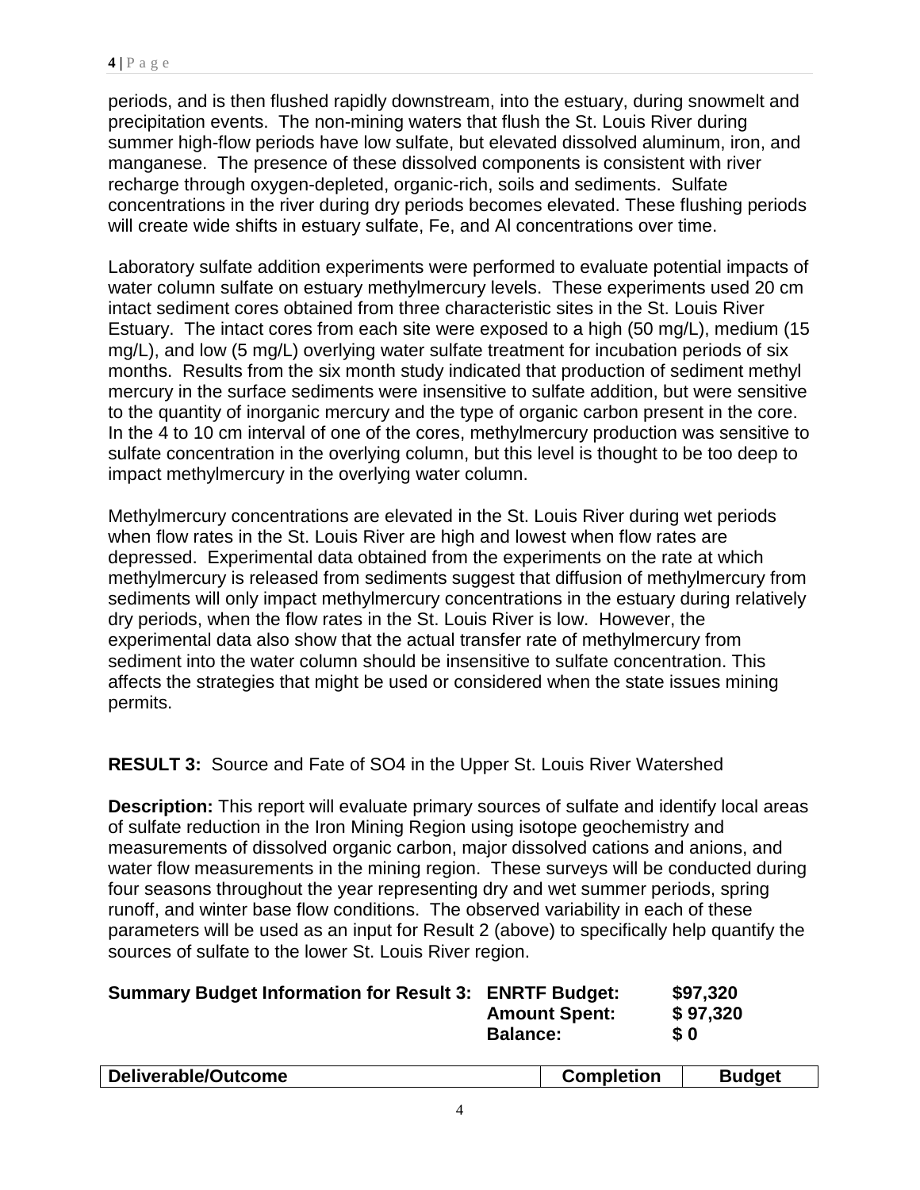periods, and is then flushed rapidly downstream, into the estuary, during snowmelt and precipitation events. The non-mining waters that flush the St. Louis River during summer high-flow periods have low sulfate, but elevated dissolved aluminum, iron, and manganese. The presence of these dissolved components is consistent with river recharge through oxygen-depleted, organic-rich, soils and sediments. Sulfate concentrations in the river during dry periods becomes elevated. These flushing periods will create wide shifts in estuary sulfate, Fe, and Al concentrations over time.

Laboratory sulfate addition experiments were performed to evaluate potential impacts of water column sulfate on estuary methylmercury levels. These experiments used 20 cm intact sediment cores obtained from three characteristic sites in the St. Louis River Estuary. The intact cores from each site were exposed to a high (50 mg/L), medium (15 mg/L), and low (5 mg/L) overlying water sulfate treatment for incubation periods of six months. Results from the six month study indicated that production of sediment methyl mercury in the surface sediments were insensitive to sulfate addition, but were sensitive to the quantity of inorganic mercury and the type of organic carbon present in the core. In the 4 to 10 cm interval of one of the cores, methylmercury production was sensitive to sulfate concentration in the overlying column, but this level is thought to be too deep to impact methylmercury in the overlying water column.

Methylmercury concentrations are elevated in the St. Louis River during wet periods when flow rates in the St. Louis River are high and lowest when flow rates are depressed. Experimental data obtained from the experiments on the rate at which methylmercury is released from sediments suggest that diffusion of methylmercury from sediments will only impact methylmercury concentrations in the estuary during relatively dry periods, when the flow rates in the St. Louis River is low. However, the experimental data also show that the actual transfer rate of methylmercury from sediment into the water column should be insensitive to sulfate concentration. This affects the strategies that might be used or considered when the state issues mining permits.

**RESULT 3:** Source and Fate of SO4 in the Upper St. Louis River Watershed

**Description:** This report will evaluate primary sources of sulfate and identify local areas of sulfate reduction in the Iron Mining Region using isotope geochemistry and measurements of dissolved organic carbon, major dissolved cations and anions, and water flow measurements in the mining region. These surveys will be conducted during four seasons throughout the year representing dry and wet summer periods, spring runoff, and winter base flow conditions. The observed variability in each of these parameters will be used as an input for Result 2 (above) to specifically help quantify the sources of sulfate to the lower St. Louis River region.

**Summary Budget Information for Result 3:** **ENRTF Budget:** **$97,320**
**Amount Spent:** **$ 97,320**
**Balance:** **$ 0**

| Deliverable/Outcome | Completion | Budget |
|---|---|---|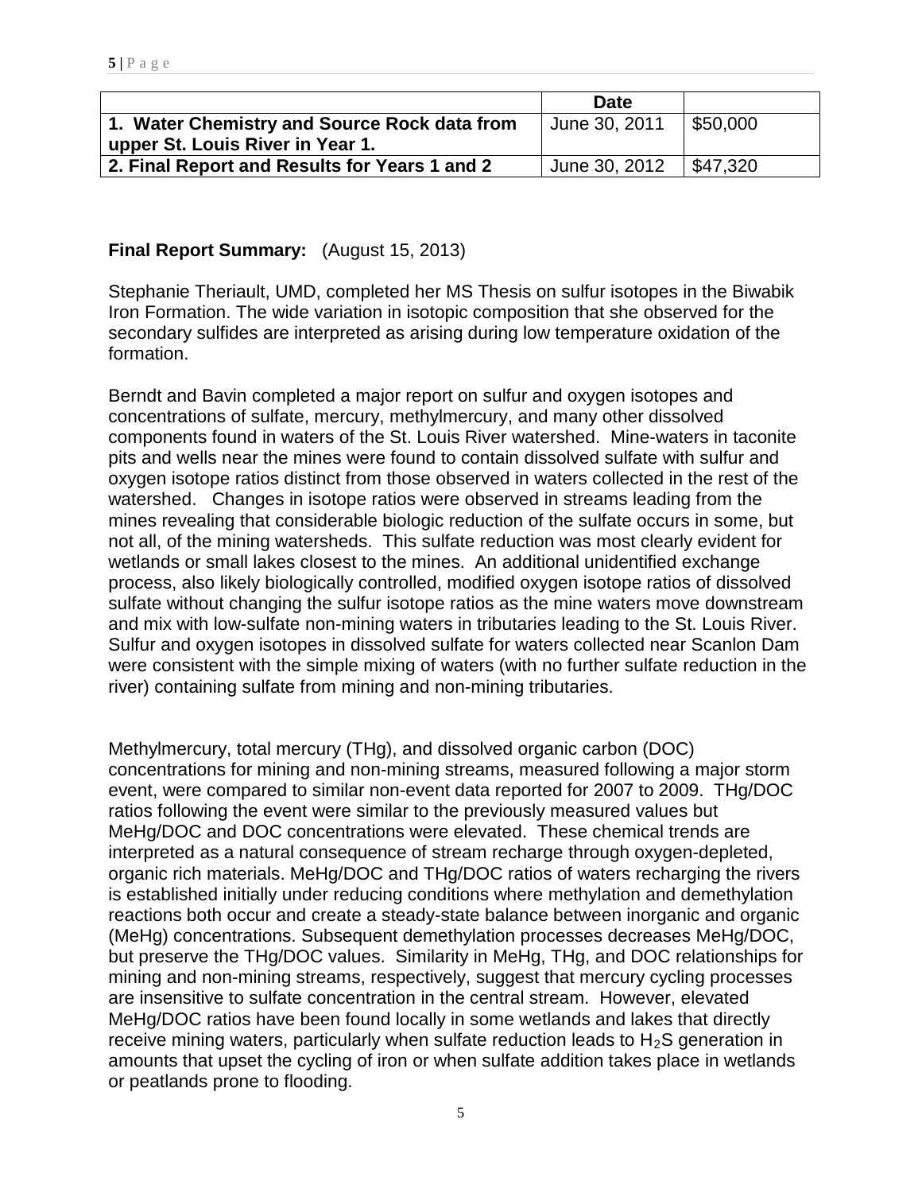| | Date | |
|---|---|---|
| **1. Water Chemistry and Source Rock data from upper St. Louis River in Year 1.** | June 30, 2011 | $50,000 |
| **2. Final Report and Results for Years 1 and 2** | June 30, 2012 | $47,320 |

**Final Report Summary:** (August 15, 2013)

Stephanie Theriault, UMD, completed her MS Thesis on sulfur isotopes in the Biwabik Iron Formation. The wide variation in isotopic composition that she observed for the secondary sulfides are interpreted as arising during low temperature oxidation of the formation.

Berndt and Bavin completed a major report on sulfur and oxygen isotopes and concentrations of sulfate, mercury, methylmercury, and many other dissolved components found in waters of the St. Louis River watershed. Mine-waters in taconite pits and wells near the mines were found to contain dissolved sulfate with sulfur and oxygen isotope ratios distinct from those observed in waters collected in the rest of the watershed. Changes in isotope ratios were observed in streams leading from the mines revealing that considerable biologic reduction of the sulfate occurs in some, but not all, of the mining watersheds. This sulfate reduction was most clearly evident for wetlands or small lakes closest to the mines. An additional unidentified exchange process, also likely biologically controlled, modified oxygen isotope ratios of dissolved sulfate without changing the sulfur isotope ratios as the mine waters move downstream and mix with low-sulfate non-mining waters in tributaries leading to the St. Louis River. Sulfur and oxygen isotopes in dissolved sulfate for waters collected near Scanlon Dam were consistent with the simple mixing of waters (with no further sulfate reduction in the river) containing sulfate from mining and non-mining tributaries.

Methylmercury, total mercury (THg), and dissolved organic carbon (DOC) concentrations for mining and non-mining streams, measured following a major storm event, were compared to similar non-event data reported for 2007 to 2009. THg/DOC ratios following the event were similar to the previously measured values but MeHg/DOC and DOC concentrations were elevated. These chemical trends are interpreted as a natural consequence of stream recharge through oxygen-depleted, organic rich materials. MeHg/DOC and THg/DOC ratios of waters recharging the rivers is established initially under reducing conditions where methylation and demethylation reactions both occur and create a steady-state balance between inorganic and organic (MeHg) concentrations. Subsequent demethylation processes decreases MeHg/DOC, but preserve the THg/DOC values. Similarity in MeHg, THg, and DOC relationships for mining and non-mining streams, respectively, suggest that mercury cycling processes are insensitive to sulfate concentration in the central stream. However, elevated MeHg/DOC ratios have been found locally in some wetlands and lakes that directly receive mining waters, particularly when sulfate reduction leads to $H_2S$ generation in amounts that upset the cycling of iron or when sulfate addition takes place in wetlands or peatlands prone to flooding.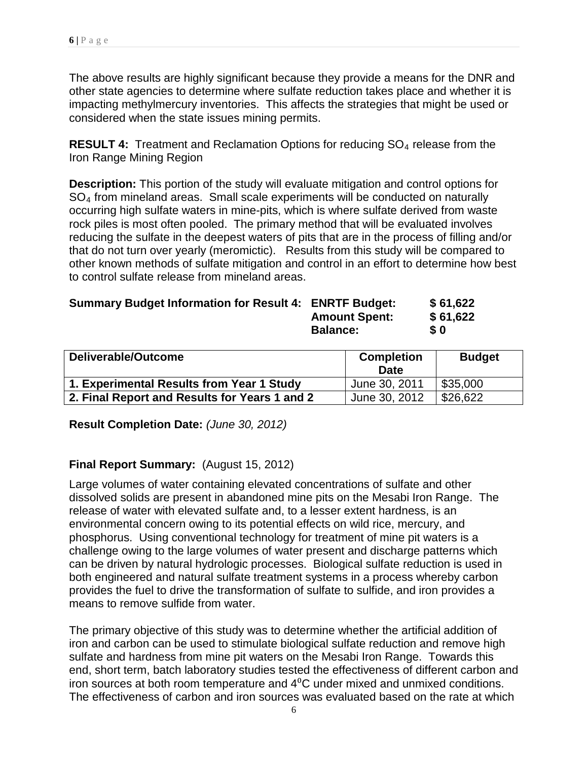The above results are highly significant because they provide a means for the DNR and other state agencies to determine where sulfate reduction takes place and whether it is impacting methylmercury inventories. This affects the strategies that might be used or considered when the state issues mining permits.

**RESULT 4:** Treatment and Reclamation Options for reducing $SO_4$ release from the Iron Range Mining Region

**Description:** This portion of the study will evaluate mitigation and control options for $SO_4$ from mineland areas. Small scale experiments will be conducted on naturally occurring high sulfate waters in mine-pits, which is where sulfate derived from waste rock piles is most often pooled. The primary method that will be evaluated involves reducing the sulfate in the deepest waters of pits that are in the process of filling and/or that do not turn over yearly (meromictic). Results from this study will be compared to other known methods of sulfate mitigation and control in an effort to determine how best to control sulfate release from mineland areas.

**Summary Budget Information for Result 4:**

| | |
|---|---|
| **ENRTF Budget:** | **$ 61,622** |
| **Amount Spent:** | **$ 61,622** |
| **Balance:** | **$ 0** |

| Deliverable/Outcome | Completion Date | Budget |
|---|---|---|
| **1. Experimental Results from Year 1 Study** | June 30, 2011 | $35,000 |
| **2. Final Report and Results for Years 1 and 2** | June 30, 2012 | $26,622 |

**Result Completion Date:** *(June 30, 2012)*

**Final Report Summary:** (August 15, 2012)

Large volumes of water containing elevated concentrations of sulfate and other dissolved solids are present in abandoned mine pits on the Mesabi Iron Range. The release of water with elevated sulfate and, to a lesser extent hardness, is an environmental concern owing to its potential effects on wild rice, mercury, and phosphorus. Using conventional technology for treatment of mine pit waters is a challenge owing to the large volumes of water present and discharge patterns which can be driven by natural hydrologic processes. Biological sulfate reduction is used in both engineered and natural sulfate treatment systems in a process whereby carbon provides the fuel to drive the transformation of sulfate to sulfide, and iron provides a means to remove sulfide from water.

The primary objective of this study was to determine whether the artificial addition of iron and carbon can be used to stimulate biological sulfate reduction and remove high sulfate and hardness from mine pit waters on the Mesabi Iron Range. Towards this end, short term, batch laboratory studies tested the effectiveness of different carbon and iron sources at both room temperature and $4^0$C under mixed and unmixed conditions. The effectiveness of carbon and iron sources was evaluated based on the rate at which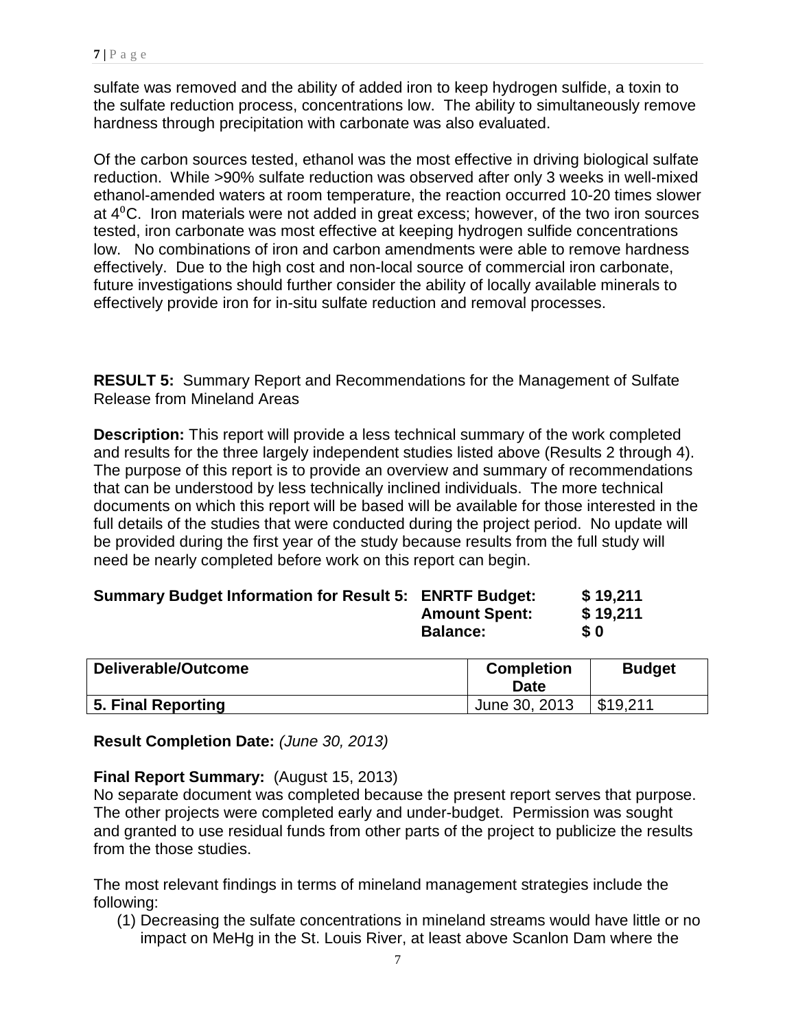sulfate was removed and the ability of added iron to keep hydrogen sulfide, a toxin to the sulfate reduction process, concentrations low. The ability to simultaneously remove hardness through precipitation with carbonate was also evaluated.

Of the carbon sources tested, ethanol was the most effective in driving biological sulfate reduction. While >90% sulfate reduction was observed after only 3 weeks in well-mixed ethanol-amended waters at room temperature, the reaction occurred 10-20 times slower at $4^{o}$C. Iron materials were not added in great excess; however, of the two iron sources tested, iron carbonate was most effective at keeping hydrogen sulfide concentrations low. No combinations of iron and carbon amendments were able to remove hardness effectively. Due to the high cost and non-local source of commercial iron carbonate, future investigations should further consider the ability of locally available minerals to effectively provide iron for in-situ sulfate reduction and removal processes.

**RESULT 5:** Summary Report and Recommendations for the Management of Sulfate Release from Mineland Areas

**Description:** This report will provide a less technical summary of the work completed and results for the three largely independent studies listed above (Results 2 through 4). The purpose of this report is to provide an overview and summary of recommendations that can be understood by less technically inclined individuals. The more technical documents on which this report will be based will be available for those interested in the full details of the studies that were conducted during the project period. No update will be provided during the first year of the study because results from the full study will need be nearly completed before work on this report can begin.

**Summary Budget Information for Result 5:** **ENRTF Budget:** **$ 19,211**
**Amount Spent:** **$ 19,211**
**Balance:** **$ 0**

| Deliverable/Outcome | Completion Date | Budget |
|---|---|---|
| **5. Final Reporting** | June 30, 2013 | $19,211 |

**Result Completion Date:** *(June 30, 2013)*

**Final Report Summary:** (August 15, 2013)
No separate document was completed because the present report serves that purpose. The other projects were completed early and under-budget. Permission was sought and granted to use residual funds from other parts of the project to publicize the results from the those studies.

The most relevant findings in terms of mineland management strategies include the following:

(1) Decreasing the sulfate concentrations in mineland streams would have little or no impact on MeHg in the St. Louis River, at least above Scanlon Dam where the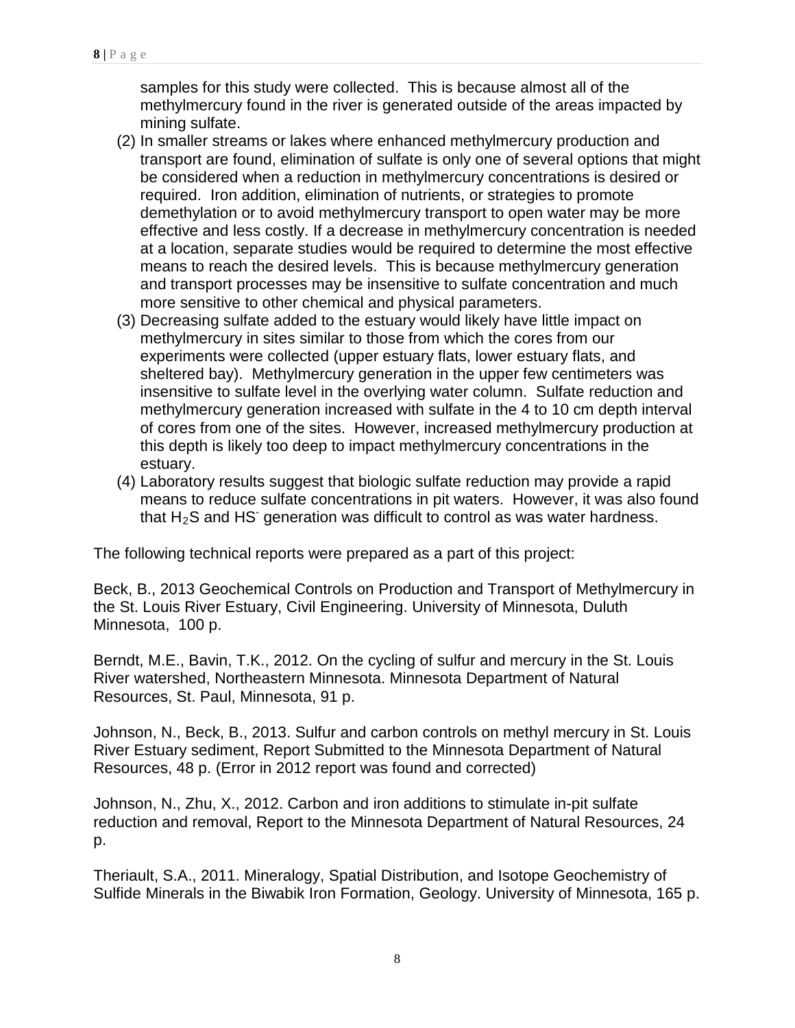samples for this study were collected. This is because almost all of the methylmercury found in the river is generated outside of the areas impacted by mining sulfate.

(2) In smaller streams or lakes where enhanced methylmercury production and transport are found, elimination of sulfate is only one of several options that might be considered when a reduction in methylmercury concentrations is desired or required. Iron addition, elimination of nutrients, or strategies to promote demethylation or to avoid methylmercury transport to open water may be more effective and less costly. If a decrease in methylmercury concentration is needed at a location, separate studies would be required to determine the most effective means to reach the desired levels. This is because methylmercury generation and transport processes may be insensitive to sulfate concentration and much more sensitive to other chemical and physical parameters.

(3) Decreasing sulfate added to the estuary would likely have little impact on methylmercury in sites similar to those from which the cores from our experiments were collected (upper estuary flats, lower estuary flats, and sheltered bay). Methylmercury generation in the upper few centimeters was insensitive to sulfate level in the overlying water column. Sulfate reduction and methylmercury generation increased with sulfate in the 4 to 10 cm depth interval of cores from one of the sites. However, increased methylmercury production at this depth is likely too deep to impact methylmercury concentrations in the estuary.

(4) Laboratory results suggest that biologic sulfate reduction may provide a rapid means to reduce sulfate concentrations in pit waters. However, it was also found that $H_2S$ and $HS^-$ generation was difficult to control as was water hardness.

The following technical reports were prepared as a part of this project:

Beck, B., 2013 Geochemical Controls on Production and Transport of Methylmercury in the St. Louis River Estuary, Civil Engineering. University of Minnesota, Duluth Minnesota, 100 p.

Berndt, M.E., Bavin, T.K., 2012. On the cycling of sulfur and mercury in the St. Louis River watershed, Northeastern Minnesota. Minnesota Department of Natural Resources, St. Paul, Minnesota, 91 p.

Johnson, N., Beck, B., 2013. Sulfur and carbon controls on methyl mercury in St. Louis River Estuary sediment, Report Submitted to the Minnesota Department of Natural Resources, 48 p. (Error in 2012 report was found and corrected)

Johnson, N., Zhu, X., 2012. Carbon and iron additions to stimulate in-pit sulfate reduction and removal, Report to the Minnesota Department of Natural Resources, 24 p.

Theriault, S.A., 2011. Mineralogy, Spatial Distribution, and Isotope Geochemistry of Sulfide Minerals in the Biwabik Iron Formation, Geology. University of Minnesota, 165 p.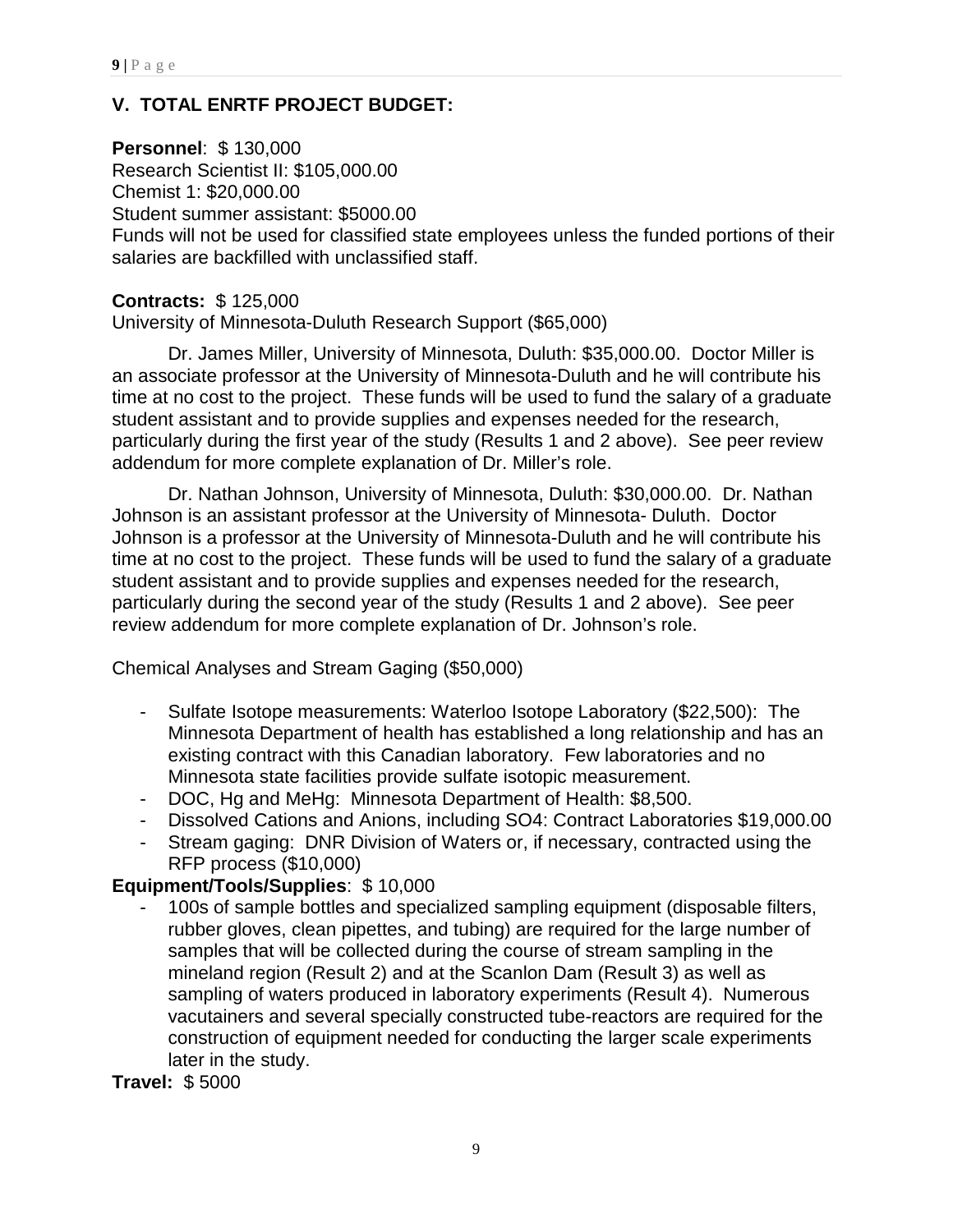## V. TOTAL ENRTF PROJECT BUDGET:

**Personnel**: $ 130,000
Research Scientist II: $105,000.00
Chemist 1: $20,000.00
Student summer assistant: $5000.00
Funds will not be used for classified state employees unless the funded portions of their salaries are backfilled with unclassified staff.

**Contracts:** $ 125,000
University of Minnesota-Duluth Research Support ($65,000)

Dr. James Miller, University of Minnesota, Duluth: $35,000.00. Doctor Miller is an associate professor at the University of Minnesota-Duluth and he will contribute his time at no cost to the project. These funds will be used to fund the salary of a graduate student assistant and to provide supplies and expenses needed for the research, particularly during the first year of the study (Results 1 and 2 above). See peer review addendum for more complete explanation of Dr. Miller's role.

Dr. Nathan Johnson, University of Minnesota, Duluth: $30,000.00. Dr. Nathan Johnson is an assistant professor at the University of Minnesota- Duluth. Doctor Johnson is a professor at the University of Minnesota-Duluth and he will contribute his time at no cost to the project. These funds will be used to fund the salary of a graduate student assistant and to provide supplies and expenses needed for the research, particularly during the second year of the study (Results 1 and 2 above). See peer review addendum for more complete explanation of Dr. Johnson's role.

Chemical Analyses and Stream Gaging ($50,000)

- Sulfate Isotope measurements: Waterloo Isotope Laboratory ($22,500): The Minnesota Department of health has established a long relationship and has an existing contract with this Canadian laboratory. Few laboratories and no Minnesota state facilities provide sulfate isotopic measurement.
- DOC, Hg and MeHg: Minnesota Department of Health: $8,500.
- Dissolved Cations and Anions, including SO4: Contract Laboratories $19,000.00
- Stream gaging: DNR Division of Waters or, if necessary, contracted using the RFP process ($10,000)

**Equipment/Tools/Supplies**: $ 10,000

- 100s of sample bottles and specialized sampling equipment (disposable filters, rubber gloves, clean pipettes, and tubing) are required for the large number of samples that will be collected during the course of stream sampling in the mineland region (Result 2) and at the Scanlon Dam (Result 3) as well as sampling of waters produced in laboratory experiments (Result 4). Numerous vacutainers and several specially constructed tube-reactors are required for the construction of equipment needed for conducting the larger scale experiments later in the study.

**Travel:** $ 5000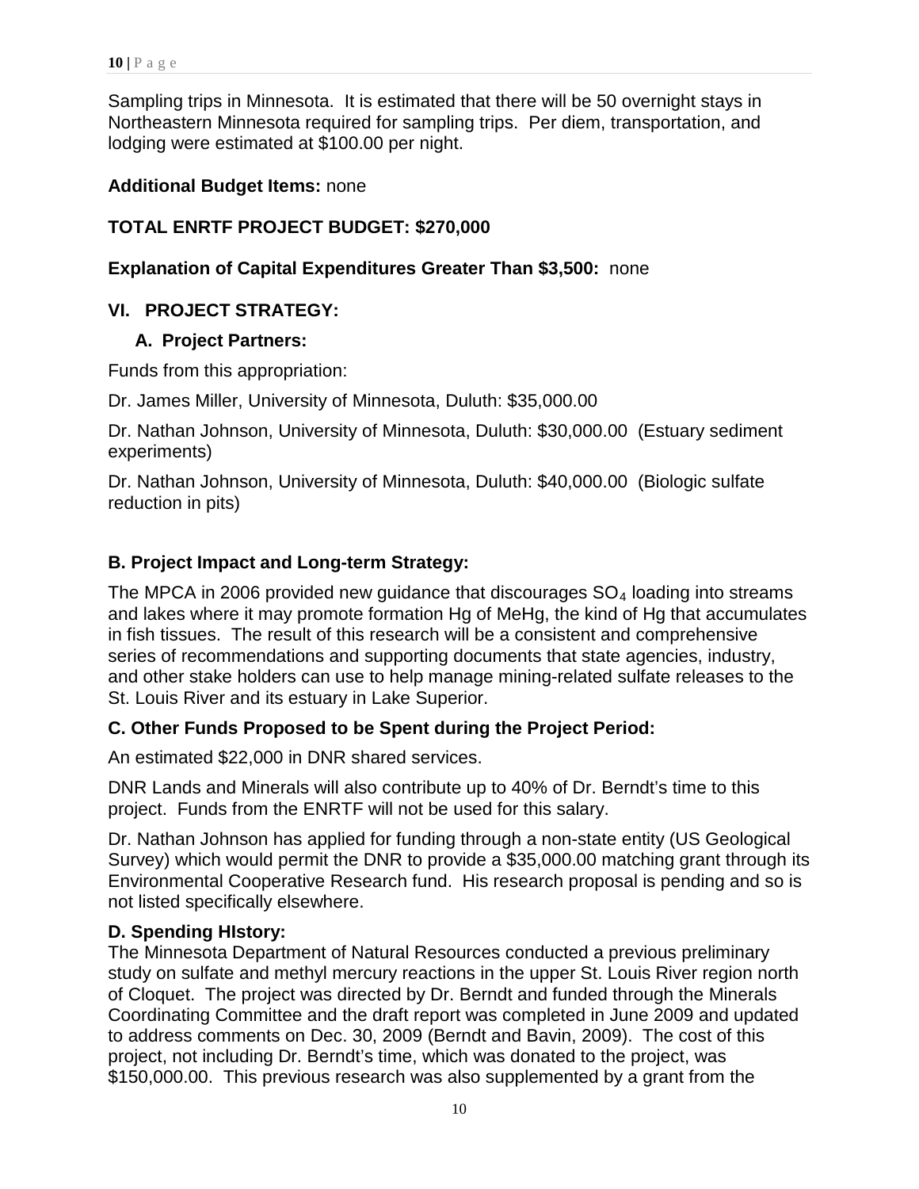Sampling trips in Minnesota. It is estimated that there will be 50 overnight stays in Northeastern Minnesota required for sampling trips. Per diem, transportation, and lodging were estimated at $100.00 per night.

**Additional Budget Items:** none

**TOTAL ENRTF PROJECT BUDGET: $270,000**

**Explanation of Capital Expenditures Greater Than $3,500:** none

## VI. PROJECT STRATEGY:

### A. Project Partners:

Funds from this appropriation:

Dr. James Miller, University of Minnesota, Duluth: $35,000.00

Dr. Nathan Johnson, University of Minnesota, Duluth: $30,000.00 (Estuary sediment experiments)

Dr. Nathan Johnson, University of Minnesota, Duluth: $40,000.00 (Biologic sulfate reduction in pits)

### B. Project Impact and Long-term Strategy:

The MPCA in 2006 provided new guidance that discourages $SO_4$ loading into streams and lakes where it may promote formation Hg of MeHg, the kind of Hg that accumulates in fish tissues. The result of this research will be a consistent and comprehensive series of recommendations and supporting documents that state agencies, industry, and other stake holders can use to help manage mining-related sulfate releases to the St. Louis River and its estuary in Lake Superior.

### C. Other Funds Proposed to be Spent during the Project Period:

An estimated $22,000 in DNR shared services.

DNR Lands and Minerals will also contribute up to 40% of Dr. Berndt's time to this project. Funds from the ENRTF will not be used for this salary.

Dr. Nathan Johnson has applied for funding through a non-state entity (US Geological Survey) which would permit the DNR to provide a $35,000.00 matching grant through its Environmental Cooperative Research fund. His research proposal is pending and so is not listed specifically elsewhere.

### D. Spending HIstory:

The Minnesota Department of Natural Resources conducted a previous preliminary study on sulfate and methyl mercury reactions in the upper St. Louis River region north of Cloquet. The project was directed by Dr. Berndt and funded through the Minerals Coordinating Committee and the draft report was completed in June 2009 and updated to address comments on Dec. 30, 2009 (Berndt and Bavin, 2009). The cost of this project, not including Dr. Berndt's time, which was donated to the project, was $150,000.00. This previous research was also supplemented by a grant from the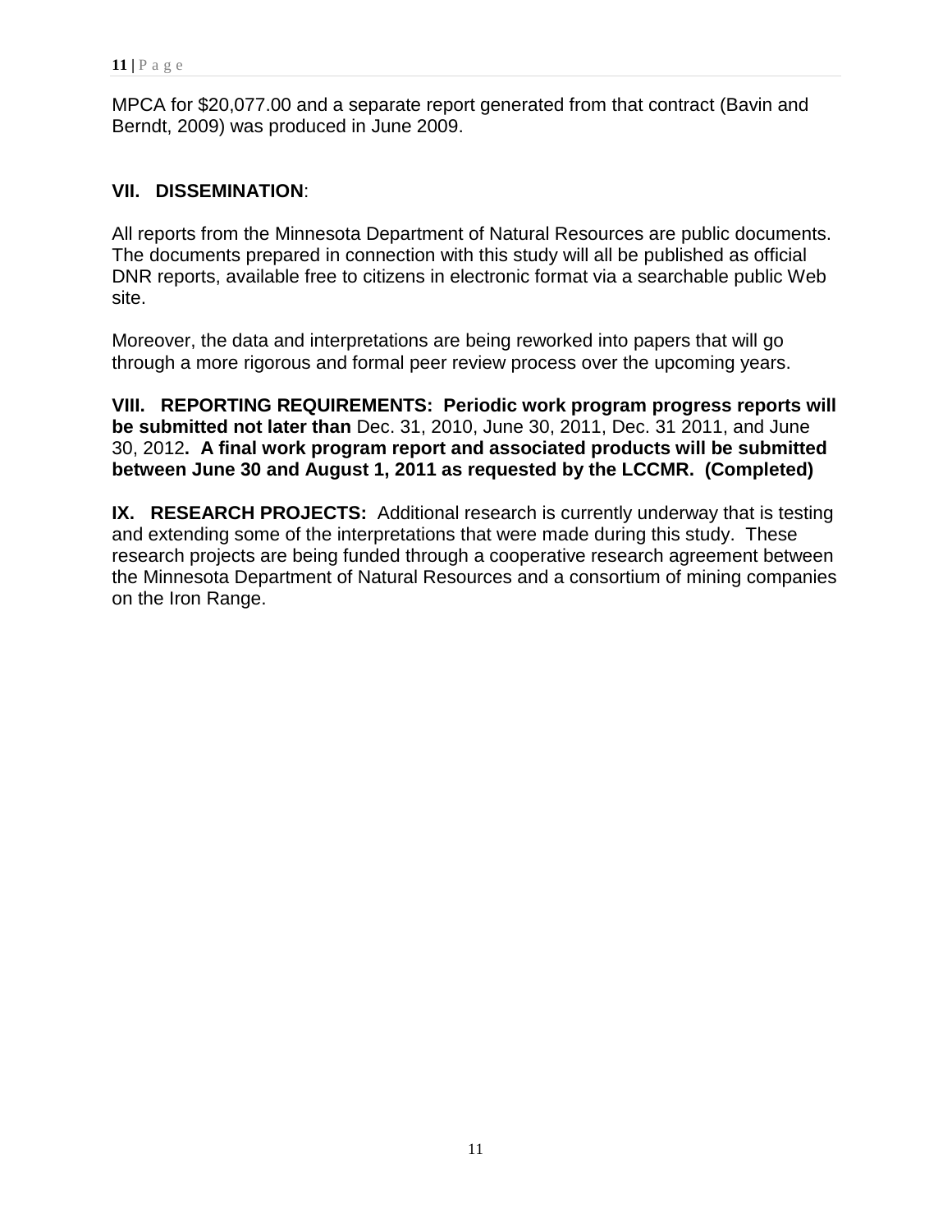MPCA for $20,077.00 and a separate report generated from that contract (Bavin and Berndt, 2009) was produced in June 2009.

## VII. DISSEMINATION:

All reports from the Minnesota Department of Natural Resources are public documents. The documents prepared in connection with this study will all be published as official DNR reports, available free to citizens in electronic format via a searchable public Web site.

Moreover, the data and interpretations are being reworked into papers that will go through a more rigorous and formal peer review process over the upcoming years.

**VIII. REPORTING REQUIREMENTS: Periodic work program progress reports will be submitted not later than** Dec. 31, 2010, June 30, 2011, Dec. 31 2011, and June 30, 2012**. A final work program report and associated products will be submitted between June 30 and August 1, 2011 as requested by the LCCMR. (Completed)**

**IX. RESEARCH PROJECTS:** Additional research is currently underway that is testing and extending some of the interpretations that were made during this study. These research projects are being funded through a cooperative research agreement between the Minnesota Department of Natural Resources and a consortium of mining companies on the Iron Range.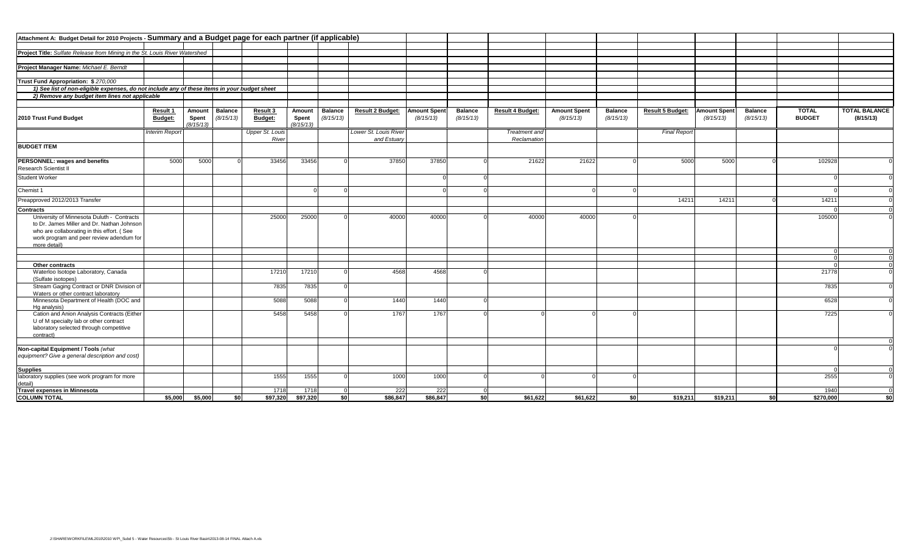**Attachment A: Budget Detail for 2010 Projects - Summary and a Budget page for each partner (if applicable)**

**Project Title:** *Sulfate Release from Mining in the St. Louis River Watershed*

**Project Manager Name:** *Michael E. Berndt*

**Trust Fund Appropriation: $** *270,000*

*1) See list of non-eligible expenses, do not include any of these items in your budget sheet*

*2) Remove any budget item lines not applicable*

| 2010 Trust Fund Budget | Result 1 Budget: | Amount Spent (8/15/13) | Balance (8/15/13) | Result 3 Budget: | Amount Spent (8/15/13) | Balance (8/15/13) | Result 2 Budget: | Amount Spent (8/15/13) | Balance (8/15/13) | Result 4 Budget: | Amount Spent (8/15/13) | Balance (8/15/13) | Result 5 Budget: | Amount Spent (8/15/13) | Balance (8/15/13) | TOTAL BUDGET | TOTAL BALANCE (8/15/13) |
|---|---|---|---|---|---|---|---|---|---|---|---|---|---|---|---|---|---|
| | *Interim Report* | | | *Upper St. Louis River* | | | *Lower St. Louis River and Estuary* | | | *Treatment and Reclamation* | | | *Final Report* | | | | |
| **BUDGET ITEM** | | | | | | | | | | | | | | | | | |
| **PERSONNEL: wages and benefits** Research Scientist II | 5000 | 5000 | 0 | 33456 | 33456 | 0 | 37850 | 37850 | 0 | 21622 | 21622 | 0 | 5000 | 5000 | 0 | 102928 | 0 |
| Student Worker | | | | | | | | 0 | 0 | | | | | | | 0 | 0 |
| Chemist 1 | | | | | 0 | 0 | | 0 | 0 | | 0 | 0 | | | | 0 | 0 |
| Preapproved 2012/2013 Transfer | | | | | | | | | | | | | 14211 | 14211 | 0 | 14211 | 0 |
| **Contracts** | | | | | | | | | | | | | | | | 0 | 0 |
| University of Minnesota Duluth - Contracts to Dr. James Miller and Dr. Nathan Johnson who are collaborating in this effort. ( See work program and peer review adendum for more detail) | | | | 25000 | 25000 | 0 | 40000 | 40000 | 0 | 40000 | 40000 | 0 | | | | 105000 | 0 |
| | | | | | | | | | | | | | | | | 0 | 0 |
| | | | | | | | | | | | | | | | | 0 | 0 |
| **Other contracts** | | | | | | | | | | | | | | | | 0 | 0 |
| Waterloo Isotope Laboratory, Canada (Sulfate isotopes) | | | | 17210 | 17210 | 0 | 4568 | 4568 | 0 | | | | | | | 21778 | 0 |
| Stream Gaging Contract or DNR Division of Waters or other contract laboratory | | | | 7835 | 7835 | 0 | | | | | | | | | | 7835 | 0 |
| Minnesota Department of Health (DOC and Hg analysis) | | | | 5088 | 5088 | 0 | 1440 | 1440 | 0 | | | | | | | 6528 | 0 |
| Cation and Anion Analysis Contracts (Either U of M specialty lab or other contract laboratory selected through competitive contract) | | | | 5458 | 5458 | 0 | 1767 | 1767 | 0 | 0 | 0 | 0 | | | | 7225 | 0 |
| | | | | | | | | | | | | | | | | | 0 |
| **Non-capital Equipment / Tools** *(what equipment? Give a general description and cost)* | | | | | | | | | | | | | | | | 0 | 0 |
| **Supplies** | | | | | | | | | | | | | | | | 0 | 0 |
| laboratory supplies (see work program for more detail) | | | | 1555 | 1555 | 0 | 1000 | 1000 | 0 | 0 | 0 | 0 | | | | 2555 | 0 |
| **Travel expenses in Minnesota** | | | | 1718 | 1718 | 0 | 222 | 222 | 0 | | | | | | | 1940 | 0 |
| **COLUMN TOTAL** | $5,000 | $5,000 | $0 | $97,320 | $97,320 | $0 | $86,847 | $86,847 | $0 | $61,622 | $61,622 | $0 | $19,211 | $19,211 | $0 | $270,000 | $0 |